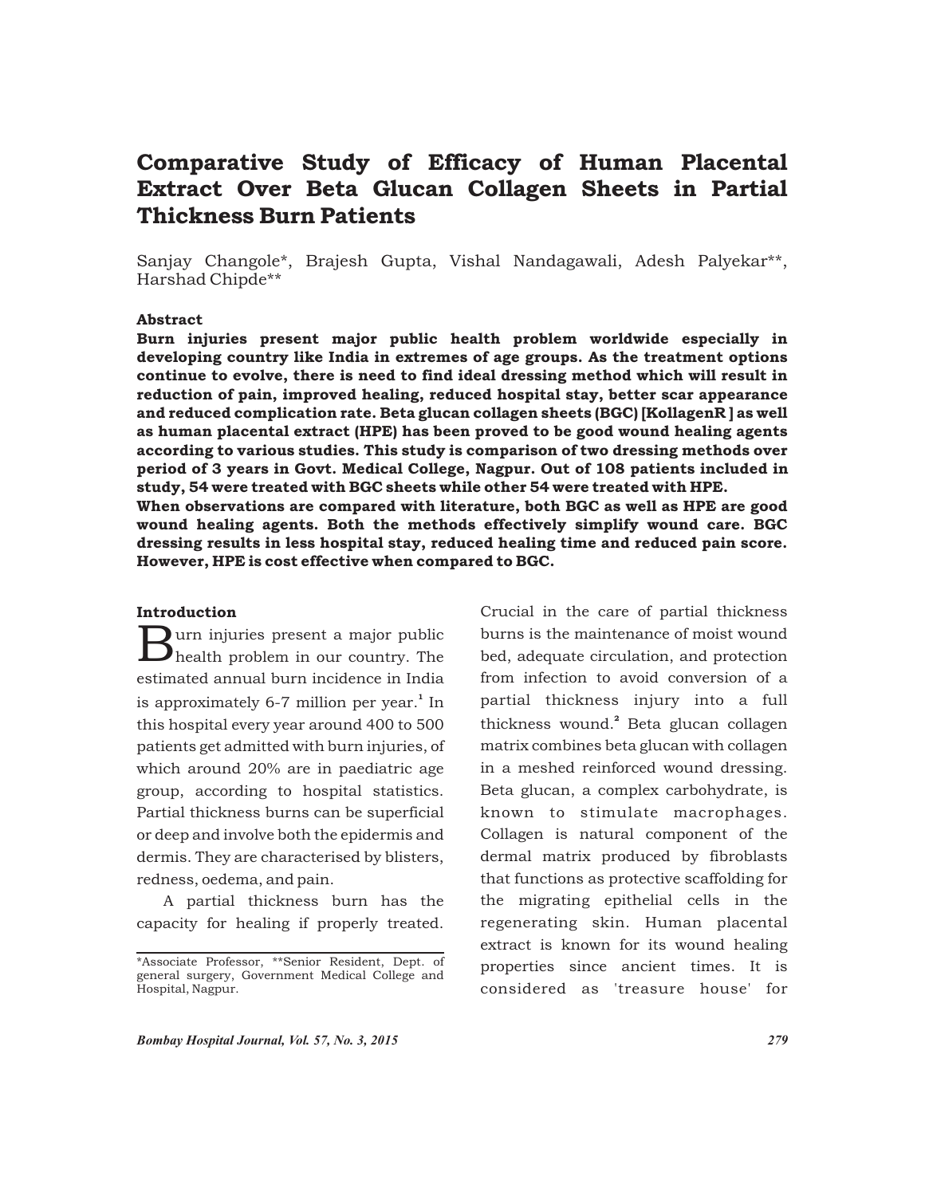# Comparative Study of Efficacy of Human Placental Extract Over Beta Glucan Collagen Sheets in Partial Thickness Burn Patients

Sanjay Changole*, Brajesh Gupta, Vishal Nandagawali, Adesh Palyekar**, Harshad Chipde**

### Abstract

**Burn injuries present major public health problem worldwide especially in developing country like India in extremes of age groups. As the treatment options continue to evolve, there is need to find ideal dressing method which will result in reduction of pain, improved healing, reduced hospital stay, better scar appearance and reduced complication rate. Beta glucan collagen sheets (BGC) [KollagenR ] as well as human placental extract (HPE) has been proved to be good wound healing agents according to various studies. This study is comparison of two dressing methods over period of 3 years in Govt. Medical College, Nagpur. Out of 108 patients included in study, 54 were treated with BGC sheets while other 54 were treated with HPE.**

**When observations are compared with literature, both BGC as well as HPE are good wound healing agents. Both the methods effectively simplify wound care. BGC dressing results in less hospital stay, reduced healing time and reduced pain score. However, HPE is cost effective when compared to BGC.**

### Introduction

Burn injuries present a major public health problem in our country. The estimated annual burn incidence in India is approximately 6-7 million per year.[1] In this hospital every year around 400 to 500 patients get admitted with burn injuries, of which around 20% are in paediatric age group, according to hospital statistics. Partial thickness burns can be superficial or deep and involve both the epidermis and dermis. They are characterised by blisters, redness, oedema, and pain.

A partial thickness burn has the capacity for healing if properly treated. Crucial in the care of partial thickness burns is the maintenance of moist wound bed, adequate circulation, and protection from infection to avoid conversion of a partial thickness injury into a full thickness wound.[2] Beta glucan collagen matrix combines beta glucan with collagen in a meshed reinforced wound dressing. Beta glucan, a complex carbohydrate, is known to stimulate macrophages. Collagen is natural component of the dermal matrix produced by fibroblasts that functions as protective scaffolding for the migrating epithelial cells in the regenerating skin. Human placental extract is known for its wound healing properties since ancient times. It is considered as 'treasure house' for

*Associate Professor, **Senior Resident, Dept. of general surgery, Government Medical College and Hospital, Nagpur.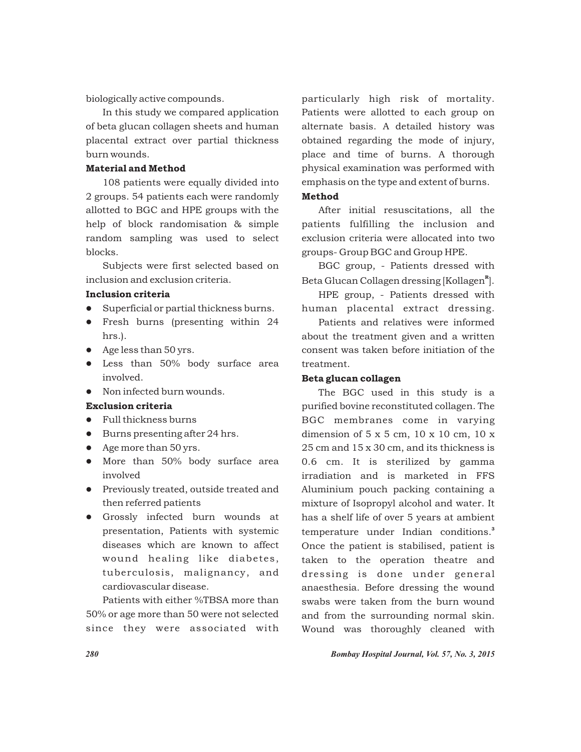biologically active compounds.

In this study we compared application of beta glucan collagen sheets and human placental extract over partial thickness burn wounds.

### Material and Method

108 patients were equally divided into 2 groups. 54 patients each were randomly allotted to BGC and HPE groups with the help of block randomisation & simple random sampling was used to select blocks.

Subjects were first selected based on inclusion and exclusion criteria.

### Inclusion criteria

- Superficial or partial thickness burns.
- Fresh burns (presenting within 24 hrs.).
- Age less than 50 yrs.
- Less than 50% body surface area involved.
- Non infected burn wounds.

### Exclusion criteria

- Full thickness burns
- Burns presenting after 24 hrs.
- Age more than 50 yrs.
- More than 50% body surface area involved
- Previously treated, outside treated and then referred patients
- Grossly infected burn wounds at presentation, Patients with systemic diseases which are known to affect wound healing like diabetes, tuberculosis, malignancy, and cardiovascular disease.

Patients with either %TBSA more than 50% or age more than 50 were not selected since they were associated with particularly high risk of mortality. Patients were allotted to each group on alternate basis. A detailed history was obtained regarding the mode of injury, place and time of burns. A thorough physical examination was performed with emphasis on the type and extent of burns.

### Method

After initial resuscitations, all the patients fulfilling the inclusion and exclusion criteria were allocated into two groups- Group BGC and Group HPE.

BGC group, - Patients dressed with Beta Glucan Collagen dressing [Kollagen[R]].

HPE group, - Patients dressed with human placental extract dressing.

Patients and relatives were informed about the treatment given and a written consent was taken before initiation of the treatment.

### Beta glucan collagen

The BGC used in this study is a purified bovine reconstituted collagen. The BGC membranes come in varying dimension of 5 x 5 cm, 10 x 10 cm, 10 x 25 cm and 15 x 30 cm, and its thickness is 0.6 cm. It is sterilized by gamma irradiation and is marketed in FFS Aluminium pouch packing containing a mixture of Isopropyl alcohol and water. It has a shelf life of over 5 years at ambient temperature under Indian conditions.[3] Once the patient is stabilised, patient is taken to the operation theatre and dressing is done under general anaesthesia. Before dressing the wound swabs were taken from the burn wound and from the surrounding normal skin. Wound was thoroughly cleaned with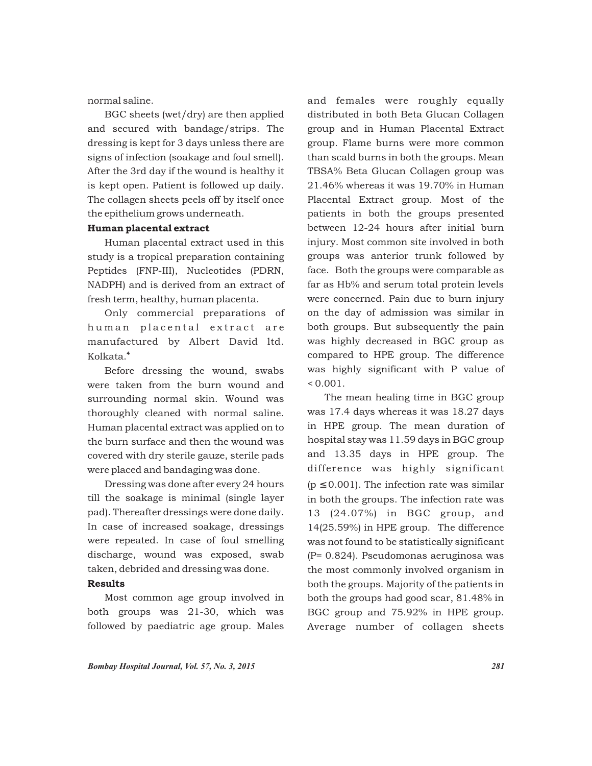normal saline.

BGC sheets (wet/dry) are then applied and secured with bandage/strips. The dressing is kept for 3 days unless there are signs of infection (soakage and foul smell). After the 3rd day if the wound is healthy it is kept open. Patient is followed up daily. The collagen sheets peels off by itself once the epithelium grows underneath.

**Human placental extract**

Human placental extract used in this study is a tropical preparation containing Peptides (FNP-III), Nucleotides (PDRN, NADPH) and is derived from an extract of fresh term, healthy, human placenta.

Only commercial preparations of human placental extract are manufactured by Albert David ltd. Kolkata.[4]

Before dressing the wound, swabs were taken from the burn wound and surrounding normal skin. Wound was thoroughly cleaned with normal saline. Human placental extract was applied on to the burn surface and then the wound was covered with dry sterile gauze, sterile pads were placed and bandaging was done.

Dressing was done after every 24 hours till the soakage is minimal (single layer pad). Thereafter dressings were done daily. In case of increased soakage, dressings were repeated. In case of foul smelling discharge, wound was exposed, swab taken, debrided and dressing was done.

**Results**

Most common age group involved in both groups was 21-30, which was followed by paediatric age group. Males and females were roughly equally distributed in both Beta Glucan Collagen group and in Human Placental Extract group. Flame burns were more common than scald burns in both the groups. Mean TBSA% Beta Glucan Collagen group was 21.46% whereas it was 19.70% in Human Placental Extract group. Most of the patients in both the groups presented between 12-24 hours after initial burn injury. Most common site involved in both groups was anterior trunk followed by face. Both the groups were comparable as far as Hb% and serum total protein levels were concerned. Pain due to burn injury on the day of admission was similar in both groups. But subsequently the pain was highly decreased in BGC group as compared to HPE group. The difference was highly significant with P value of $< 0.001$.

The mean healing time in BGC group was 17.4 days whereas it was 18.27 days in HPE group. The mean duration of hospital stay was 11.59 days in BGC group and 13.35 days in HPE group. The difference was highly significant ($p \leq 0.001$). The infection rate was similar in both the groups. The infection rate was 13 (24.07%) in BGC group, and 14(25.59%) in HPE group. The difference was not found to be statistically significant (P= 0.824). Pseudomonas aeruginosa was the most commonly involved organism in both the groups. Majority of the patients in both the groups had good scar, 81.48% in BGC group and 75.92% in HPE group. Average number of collagen sheets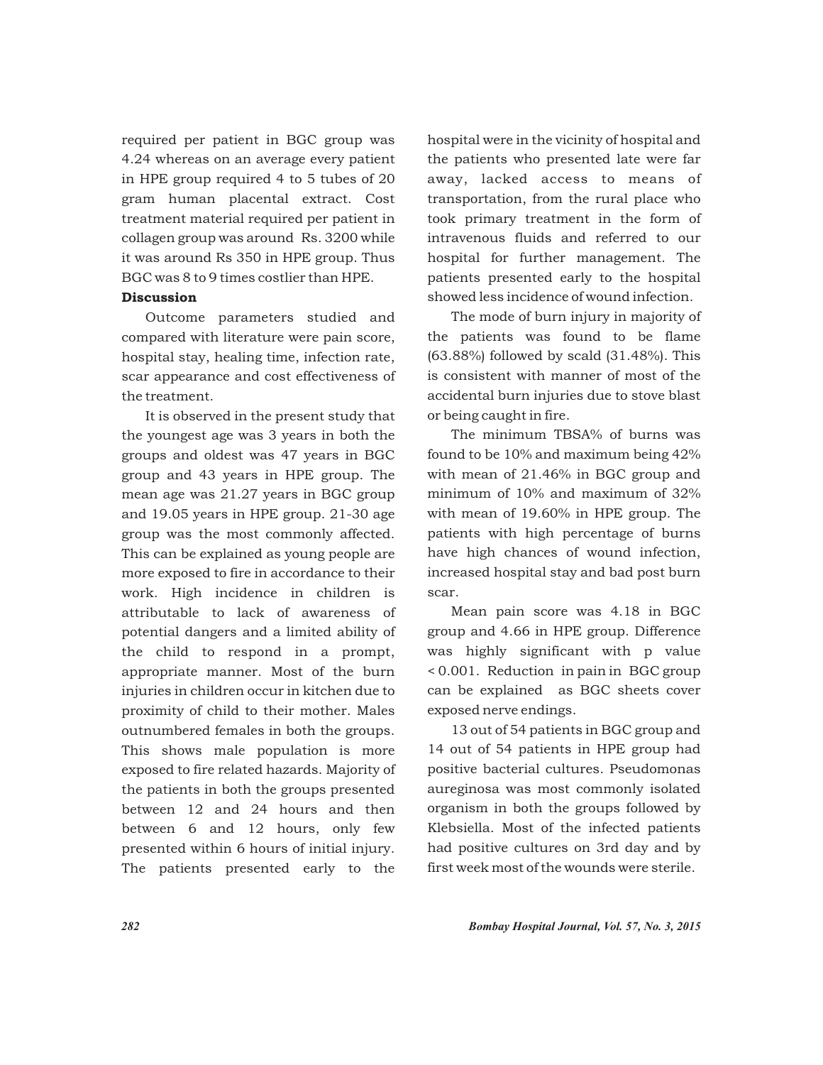required per patient in BGC group was 4.24 whereas on an average every patient in HPE group required 4 to 5 tubes of 20 gram human placental extract. Cost treatment material required per patient in collagen group was around Rs. 3200 while it was around Rs 350 in HPE group. Thus BGC was 8 to 9 times costlier than HPE.

## Discussion

Outcome parameters studied and compared with literature were pain score, hospital stay, healing time, infection rate, scar appearance and cost effectiveness of the treatment.

It is observed in the present study that the youngest age was 3 years in both the groups and oldest was 47 years in BGC group and 43 years in HPE group. The mean age was 21.27 years in BGC group and 19.05 years in HPE group. 21-30 age group was the most commonly affected. This can be explained as young people are more exposed to fire in accordance to their work. High incidence in children is attributable to lack of awareness of potential dangers and a limited ability of the child to respond in a prompt, appropriate manner. Most of the burn injuries in children occur in kitchen due to proximity of child to their mother. Males outnumbered females in both the groups. This shows male population is more exposed to fire related hazards. Majority of the patients in both the groups presented between 12 and 24 hours and then between 6 and 12 hours, only few presented within 6 hours of initial injury. The patients presented early to the hospital were in the vicinity of hospital and the patients who presented late were far away, lacked access to means of transportation, from the rural place who took primary treatment in the form of intravenous fluids and referred to our hospital for further management. The patients presented early to the hospital showed less incidence of wound infection.

The mode of burn injury in majority of the patients was found to be flame (63.88%) followed by scald (31.48%). This is consistent with manner of most of the accidental burn injuries due to stove blast or being caught in fire.

The minimum TBSA% of burns was found to be 10% and maximum being 42% with mean of 21.46% in BGC group and minimum of 10% and maximum of 32% with mean of 19.60% in HPE group. The patients with high percentage of burns have high chances of wound infection, increased hospital stay and bad post burn scar.

Mean pain score was 4.18 in BGC group and 4.66 in HPE group. Difference was highly significant with p value $< 0.001$. Reduction in pain in BGC group can be explained as BGC sheets cover exposed nerve endings.

13 out of 54 patients in BGC group and 14 out of 54 patients in HPE group had positive bacterial cultures. Pseudomonas aureginosa was most commonly isolated organism in both the groups followed by Klebsiella. Most of the infected patients had positive cultures on 3rd day and by first week most of the wounds were sterile.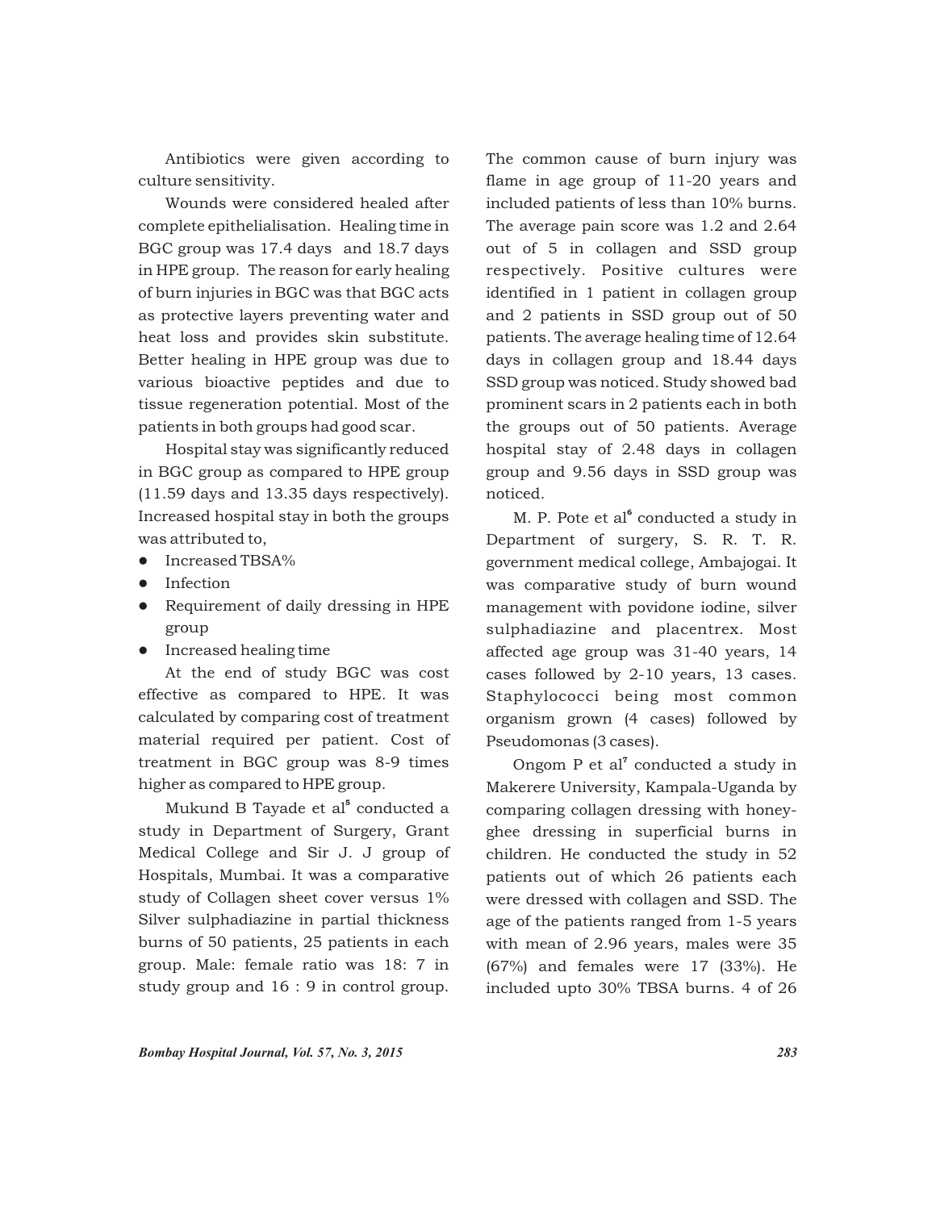Antibiotics were given according to culture sensitivity.

Wounds were considered healed after complete epithelialisation. Healing time in BGC group was 17.4 days and 18.7 days in HPE group. The reason for early healing of burn injuries in BGC was that BGC acts as protective layers preventing water and heat loss and provides skin substitute. Better healing in HPE group was due to various bioactive peptides and due to tissue regeneration potential. Most of the patients in both groups had good scar.

Hospital stay was significantly reduced in BGC group as compared to HPE group (11.59 days and 13.35 days respectively). Increased hospital stay in both the groups was attributed to,

- Increased TBSA%
- Infection
- Requirement of daily dressing in HPE group
- Increased healing time

At the end of study BGC was cost effective as compared to HPE. It was calculated by comparing cost of treatment material required per patient. Cost of treatment in BGC group was 8-9 times higher as compared to HPE group.

Mukund B Tayade et al[5] conducted a study in Department of Surgery, Grant Medical College and Sir J. J group of Hospitals, Mumbai. It was a comparative study of Collagen sheet cover versus 1% Silver sulphadiazine in partial thickness burns of 50 patients, 25 patients in each group. Male: female ratio was 18: 7 in study group and 16 : 9 in control group. The common cause of burn injury was flame in age group of 11-20 years and included patients of less than 10% burns. The average pain score was 1.2 and 2.64 out of 5 in collagen and SSD group respectively. Positive cultures were identified in 1 patient in collagen group and 2 patients in SSD group out of 50 patients. The average healing time of 12.64 days in collagen group and 18.44 days SSD group was noticed. Study showed bad prominent scars in 2 patients each in both the groups out of 50 patients. Average hospital stay of 2.48 days in collagen group and 9.56 days in SSD group was noticed.

M. P. Pote et al[6] conducted a study in Department of surgery, S. R. T. R. government medical college, Ambajogai. It was comparative study of burn wound management with povidone iodine, silver sulphadiazine and placentrex. Most affected age group was 31-40 years, 14 cases followed by 2-10 years, 13 cases. Staphylococci being most common organism grown (4 cases) followed by Pseudomonas (3 cases).

Ongom P et al[7] conducted a study in Makerere University, Kampala-Uganda by comparing collagen dressing with honey-ghee dressing in superficial burns in children. He conducted the study in 52 patients out of which 26 patients each were dressed with collagen and SSD. The age of the patients ranged from 1-5 years with mean of 2.96 years, males were 35 (67%) and females were 17 (33%). He included upto 30% TBSA burns. 4 of 26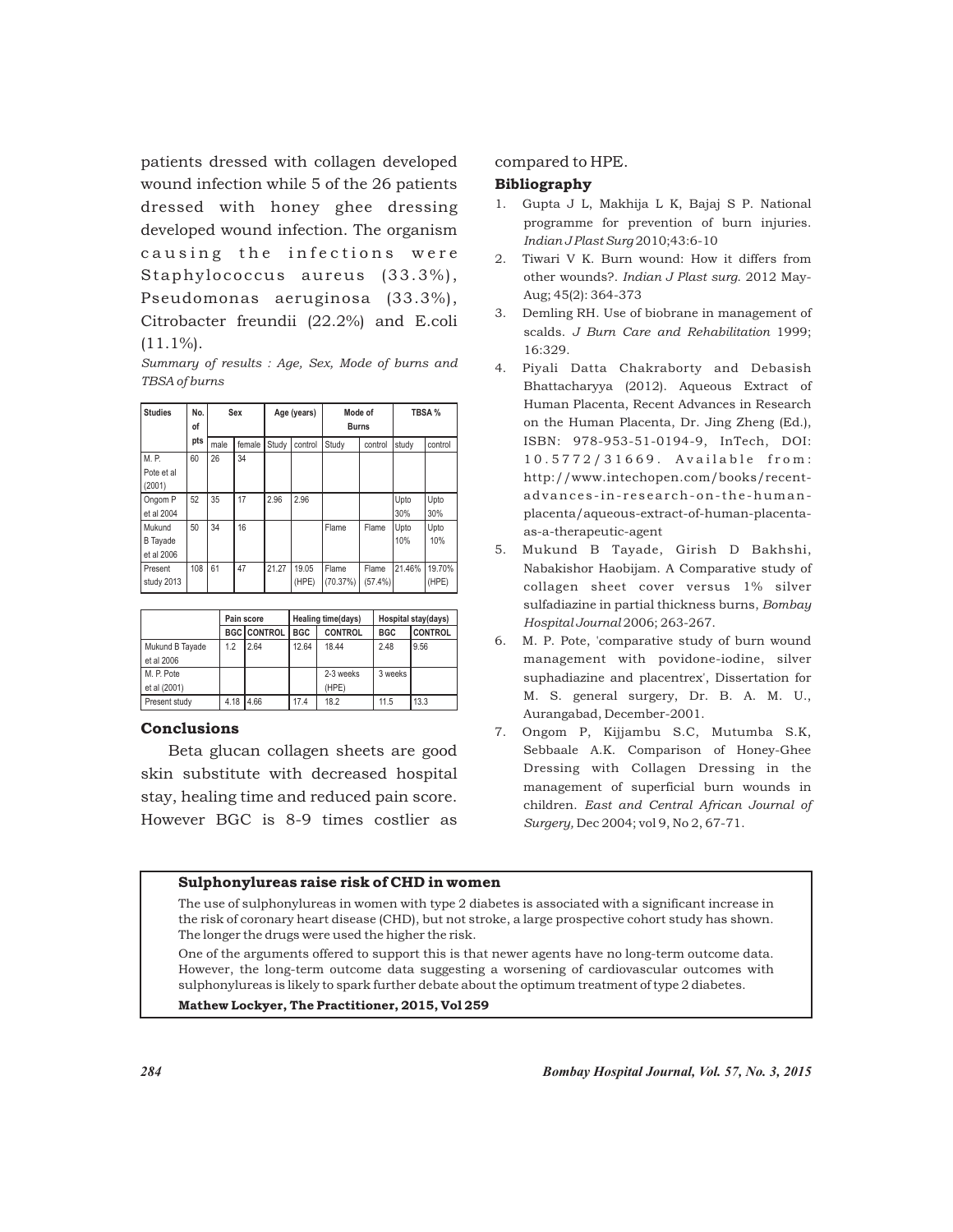patients dressed with collagen developed wound infection while 5 of the 26 patients dressed with honey ghee dressing developed wound infection. The organism causing the infections were Staphylococcus aureus (33.3%), Pseudomonas aeruginosa (33.3%), Citrobacter freundii (22.2%) and E.coli (11.1%).

*Summary of results : Age, Sex, Mode of burns and TBSA of burns*

| Studies | No. of pts | Sex | | Age (years) | | Mode of Burns | | TBSA % | |
|---|---|---|---|---|---|---|---|---|---|
| | | male | female | Study | control | Study | control | study | control |
| M. P. Pote et al (2001) | 60 | 26 | 34 | | | | | | |
| Ongom P et al 2004 | 52 | 35 | 17 | 2.96 | 2.96 | | | Upto 30% | Upto 30% |
| Mukund B Tayade et al 2006 | 50 | 34 | 16 | | | Flame | Flame | Upto 10% | Upto 10% |
| Present study 2013 | 108 | 61 | 47 | 21.27 | 19.05 (HPE) | Flame (70.37%) | Flame (57.4%) | 21.46% | 19.70% (HPE) |

| | Pain score | | Healing time(days) | | Hospital stay(days) | |
|---|---|---|---|---|---|---|
| | BGC | CONTROL | BGC | CONTROL | BGC | CONTROL |
| Mukund B Tayade et al 2006 | 1.2 | 2.64 | 12.64 | 18.44 | 2.48 | 9.56 |
| M. P. Pote et al (2001) | | | | 2-3 weeks (HPE) | 3 weeks | |
| Present study | 4.18 | 4.66 | 17.4 | 18.2 | 11.5 | 13.3 |

## Conclusions

Beta glucan collagen sheets are good skin substitute with decreased hospital stay, healing time and reduced pain score. However BGC is 8-9 times costlier as compared to HPE.

## Bibliography

1. Gupta J L, Makhija L K, Bajaj S P. National programme for prevention of burn injuries. *Indian J Plast Surg* 2010;43:6-10
2. Tiwari V K. Burn wound: How it differs from other wounds?. *Indian J Plast surg.* 2012 May-Aug; 45(2): 364-373
3. Demling RH. Use of biobrane in management of scalds. *J Burn Care and Rehabilitation* 1999; 16:329.
4. Piyali Datta Chakraborty and Debasish Bhattacharyya (2012). Aqueous Extract of Human Placenta, Recent Advances in Research on the Human Placenta, Dr. Jing Zheng (Ed.), ISBN: 978-953-51-0194-9, InTech, DOI: 10.5772/31669. Available from: http://www.intechopen.com/books/recent-advances-in-research-on-the-human-placenta/aqueous-extract-of-human-placenta-as-a-therapeutic-agent
5. Mukund B Tayade, Girish D Bakhshi, Nabakishor Haobijam. A Comparative study of collagen sheet cover versus 1% silver sulfadiazine in partial thickness burns, *Bombay Hospital Journal* 2006; 263-267.
6. M. P. Pote, 'comparative study of burn wound management with povidone-iodine, silver suphadiazine and placentrex', Dissertation for M. S. general surgery, Dr. B. A. M. U., Aurangabad, December-2001.
7. Ongom P, Kijjambu S.C, Mutumba S.K, Sebbaale A.K. Comparison of Honey-Ghee Dressing with Collagen Dressing in the management of superficial burn wounds in children. *East and Central African Journal of Surgery,* Dec 2004; vol 9, No 2, 67-71.

**Sulphonylureas raise risk of CHD in women**

The use of sulphonylureas in women with type 2 diabetes is associated with a significant increase in the risk of coronary heart disease (CHD), but not stroke, a large prospective cohort study has shown. The longer the drugs were used the higher the risk.

One of the arguments offered to support this is that newer agents have no long-term outcome data. However, the long-term outcome data suggesting a worsening of cardiovascular outcomes with sulphonylureas is likely to spark further debate about the optimum treatment of type 2 diabetes.

**Mathew Lockyer, The Practitioner, 2015, Vol 259**